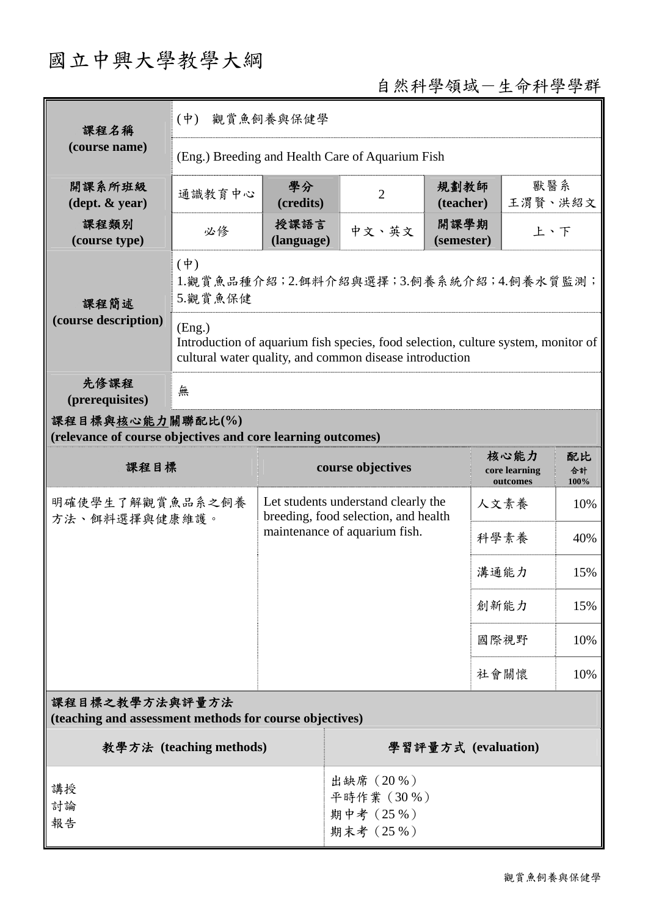# 國立中興大學教學大綱

自然科學領域－生命科學學群

| 課程名稱 (course name) | (中) 觀賞魚飼養與保健學 | | | | |
|---|---|---|---|---|---|
| | (Eng.) Breeding and Health Care of Aquarium Fish | | | | |
| 開課系所班級 (dept. & year) | 通識教育中心 | 學分 (credits) | 2 | 規劃教師 (teacher) | 獸醫系 王渭賢、洪紹文 |
| 課程類別 (course type) | 必修 | 授課語言 (language) | 中文、英文 | 開課學期 (semester) | 上、下 |
| 課程簡述 (course description) | (中) 1.觀賞魚品種介紹；2.餌料介紹與選擇；3.飼養系統介紹；4.飼養水質監測；5.觀賞魚保健 | | | | |
| | (Eng.) Introduction of aquarium fish species, food selection, culture system, monitor of cultural water quality, and common disease introduction | | | | |
| 先修課程 (prerequisites) | 無 | | | | |

**課程目標與核心能力關聯配比(%)**
**(relevance of course objectives and core learning outcomes)**

| 課程目標 | course objectives | 核心能力 core learning outcomes | 配比 合計 100% |
|---|---|---|---|
| 明確使學生了解觀賞魚品系之飼養方法、餌料選擇與健康維護。 | Let students understand clearly the breeding, food selection, and health maintenance of aquarium fish. | 人文素養 | 10% |
| | | 科學素養 | 40% |
| | | 溝通能力 | 15% |
| | | 創新能力 | 15% |
| | | 國際視野 | 10% |
| | | 社會關懷 | 10% |

**課程目標之教學方法與評量方法**
**(teaching and assessment methods for course objectives)**

| 教學方法 (teaching methods) | 學習評量方式 (evaluation) |
|---|---|
| 講授<br>討論<br>報告 | 出缺席（20 %）<br>平時作業（30 %）<br>期中考（25 %）<br>期末考（25 %） |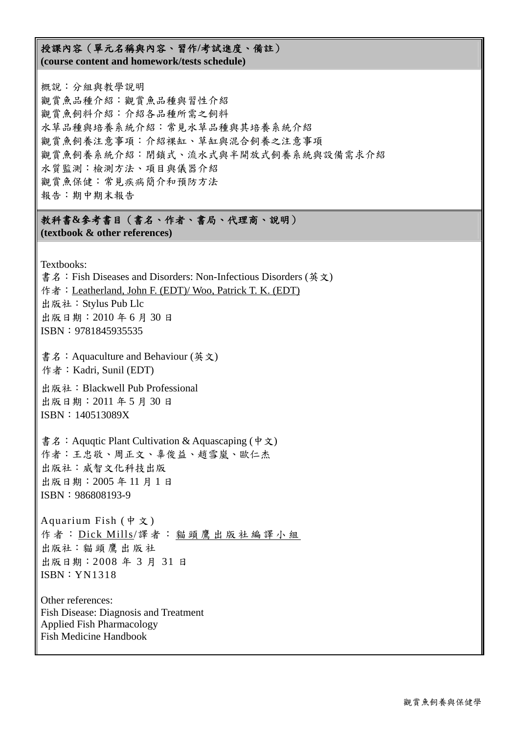## 授課內容（單元名稱與內容、習作/考試進度、備註）
**(course content and homework/tests schedule)**

概說：分組與教學說明
觀賞魚品種介紹：觀賞魚品種與習性介紹
觀賞魚飼料介紹：介紹各品種所需之飼料
水草品種與培養系統介紹：常見水草品種與其培養系統介紹
觀賞魚飼養注意事項：介紹裸缸、草缸與混合飼養之注意事項
觀賞魚飼養系統介紹：閉鎖式、流水式與半開放式飼養系統與設備需求介紹
水質監測：檢測方法、項目與儀器介紹
觀賞魚保健：常見疾病簡介和預防方法
報告：期中期末報告

## 教科書&參考書目（書名、作者、書局、代理商、說明）
**(textbook & other references)**

Textbooks:
書名：Fish Diseases and Disorders: Non-Infectious Disorders (英文)
作者：Leatherland, John F. (EDT)/ Woo, Patrick T. K. (EDT)
出版社：Stylus Pub Llc
出版日期：2010 年 6 月 30 日
ISBN：9781845935535

書名：Aquaculture and Behaviour (英文)
作者：Kadri, Sunil (EDT)
出版社：Blackwell Pub Professional
出版日期：2011 年 5 月 30 日
ISBN：140513089X

書名：Aquqtic Plant Cultivation & Aquascaping (中文)
作者：王忠敬、周正文、辜俊益、趙雪嵐、歐仁杰
出版社：威智文化科技出版
出版日期：2005 年 11 月 1 日
ISBN：986808193-9

Aquarium Fish (中文)
作者：Dick Mills/譯者：貓頭鷹出版社編譯小組
出版社：貓頭鷹出版社
出版日期：2008 年 3 月 31 日
ISBN：YN1318

Other references:
Fish Disease: Diagnosis and Treatment
Applied Fish Pharmacology
Fish Medicine Handbook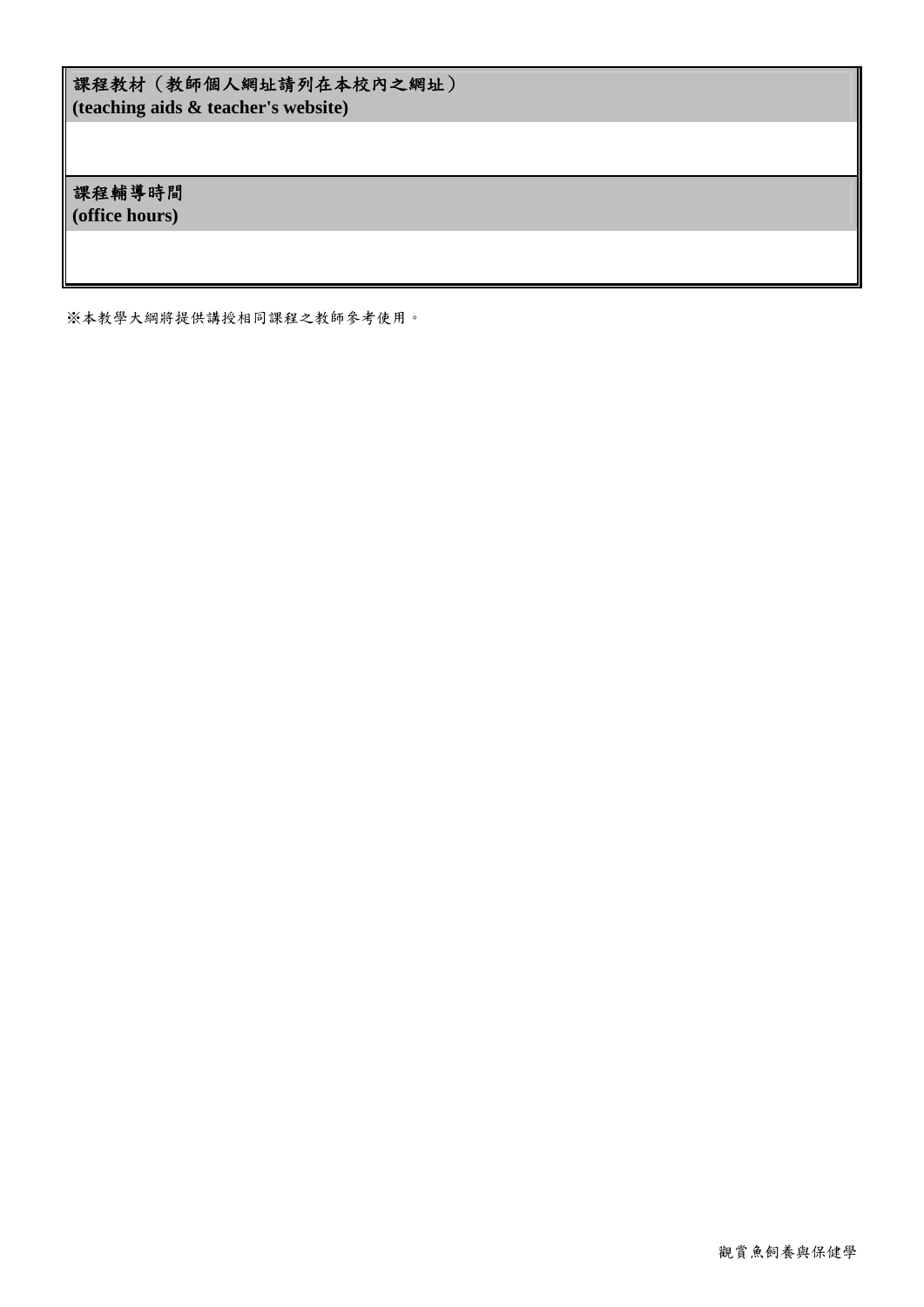| |
|---|
| **課程教材（教師個人網址請列在本校內之網址）**<br>**(teaching aids & teacher's website)** |
| |
| **課程輔導時間**<br>**(office hours)** |
| |

※本教學大綱將提供講授相同課程之教師參考使用。